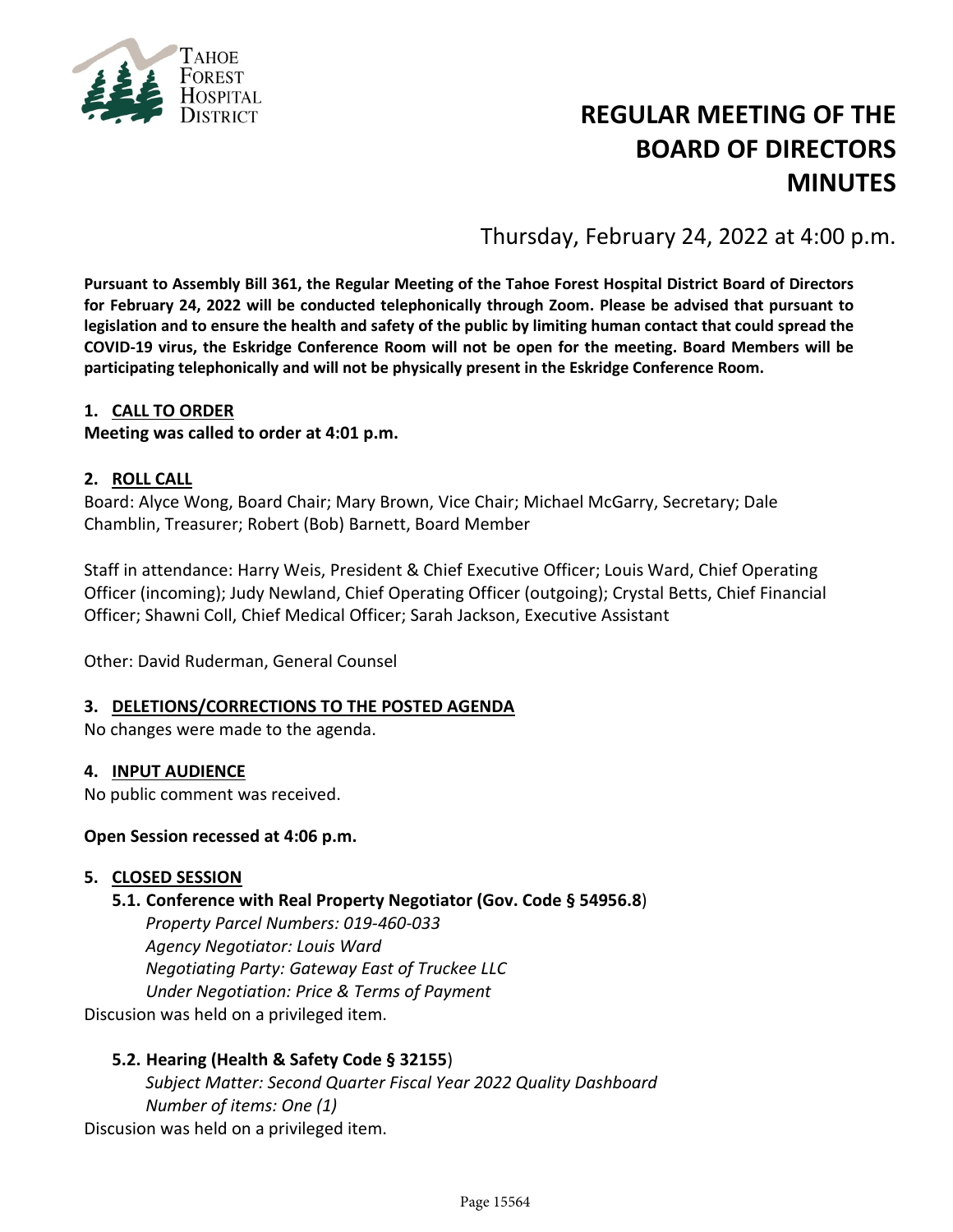Tahoe Forest Hospital District

# REGULAR MEETING OF THE BOARD OF DIRECTORS MINUTES

Thursday, February 24, 2022 at 4:00 p.m.

**Pursuant to Assembly Bill 361, the Regular Meeting of the Tahoe Forest Hospital District Board of Directors for February 24, 2022 will be conducted telephonically through Zoom. Please be advised that pursuant to legislation and to ensure the health and safety of the public by limiting human contact that could spread the COVID-19 virus, the Eskridge Conference Room will not be open for the meeting. Board Members will be participating telephonically and will not be physically present in the Eskridge Conference Room.**

**1. CALL TO ORDER**

**Meeting was called to order at 4:01 p.m.**

**2. ROLL CALL**

Board: Alyce Wong, Board Chair; Mary Brown, Vice Chair; Michael McGarry, Secretary; Dale Chamblin, Treasurer; Robert (Bob) Barnett, Board Member

Staff in attendance: Harry Weis, President & Chief Executive Officer; Louis Ward, Chief Operating Officer (incoming); Judy Newland, Chief Operating Officer (outgoing); Crystal Betts, Chief Financial Officer; Shawni Coll, Chief Medical Officer; Sarah Jackson, Executive Assistant

Other: David Ruderman, General Counsel

**3. DELETIONS/CORRECTIONS TO THE POSTED AGENDA**

No changes were made to the agenda.

**4. INPUT AUDIENCE**

No public comment was received.

**Open Session recessed at 4:06 p.m.**

**5. CLOSED SESSION**

**5.1. Conference with Real Property Negotiator (Gov. Code § 54956.8)**

*Property Parcel Numbers: 019-460-033*
*Agency Negotiator: Louis Ward*
*Negotiating Party: Gateway East of Truckee LLC*
*Under Negotiation: Price & Terms of Payment*

Discusion was held on a privileged item.

**5.2. Hearing (Health & Safety Code § 32155)**

*Subject Matter: Second Quarter Fiscal Year 2022 Quality Dashboard*
*Number of items: One (1)*

Discusion was held on a privileged item.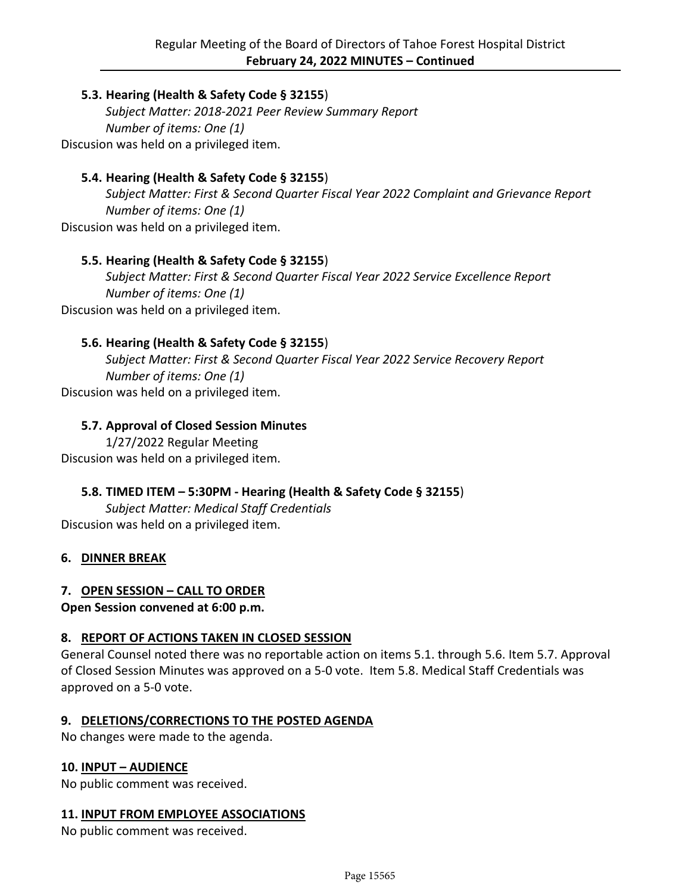**5.3. Hearing (Health & Safety Code § 32155)**

*Subject Matter: 2018-2021 Peer Review Summary Report*
*Number of items: One (1)*

Discusion was held on a privileged item.

**5.4. Hearing (Health & Safety Code § 32155)**

*Subject Matter: First & Second Quarter Fiscal Year 2022 Complaint and Grievance Report*
*Number of items: One (1)*

Discusion was held on a privileged item.

**5.5. Hearing (Health & Safety Code § 32155)**

*Subject Matter: First & Second Quarter Fiscal Year 2022 Service Excellence Report*
*Number of items: One (1)*

Discusion was held on a privileged item.

**5.6. Hearing (Health & Safety Code § 32155)**

*Subject Matter: First & Second Quarter Fiscal Year 2022 Service Recovery Report*
*Number of items: One (1)*

Discusion was held on a privileged item.

**5.7. Approval of Closed Session Minutes**

1/27/2022 Regular Meeting

Discusion was held on a privileged item.

**5.8. TIMED ITEM – 5:30PM - Hearing (Health & Safety Code § 32155)**

*Subject Matter: Medical Staff Credentials*

Discusion was held on a privileged item.

**6. DINNER BREAK**

**7. OPEN SESSION – CALL TO ORDER**

**Open Session convened at 6:00 p.m.**

**8. REPORT OF ACTIONS TAKEN IN CLOSED SESSION**

General Counsel noted there was no reportable action on items 5.1. through 5.6. Item 5.7. Approval of Closed Session Minutes was approved on a 5-0 vote. Item 5.8. Medical Staff Credentials was approved on a 5-0 vote.

**9. DELETIONS/CORRECTIONS TO THE POSTED AGENDA**

No changes were made to the agenda.

**10. INPUT – AUDIENCE**

No public comment was received.

**11. INPUT FROM EMPLOYEE ASSOCIATIONS**

No public comment was received.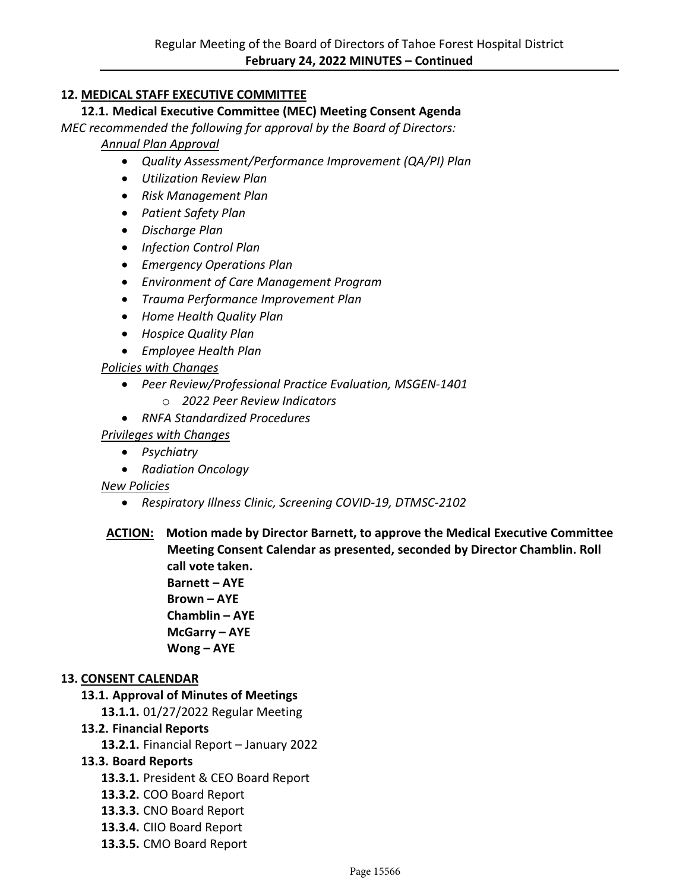## 12. MEDICAL STAFF EXECUTIVE COMMITTEE

### 12.1. Medical Executive Committee (MEC) Meeting Consent Agenda

*MEC recommended the following for approval by the Board of Directors:*

*Annual Plan Approval*

- *Quality Assessment/Performance Improvement (QA/PI) Plan*
- *Utilization Review Plan*
- *Risk Management Plan*
- *Patient Safety Plan*
- *Discharge Plan*
- *Infection Control Plan*
- *Emergency Operations Plan*
- *Environment of Care Management Program*
- *Trauma Performance Improvement Plan*
- *Home Health Quality Plan*
- *Hospice Quality Plan*
- *Employee Health Plan*

*Policies with Changes*

- *Peer Review/Professional Practice Evaluation, MSGEN-1401*
  - *2022 Peer Review Indicators*
- *RNFA Standardized Procedures*

*Privileges with Changes*

- *Psychiatry*
- *Radiation Oncology*

*New Policies*

- *Respiratory Illness Clinic, Screening COVID-19, DTMSC-2102*

**ACTION:** **Motion made by Director Barnett, to approve the Medical Executive Committee Meeting Consent Calendar as presented, seconded by Director Chamblin. Roll call vote taken.**
**Barnett – AYE**
**Brown – AYE**
**Chamblin – AYE**
**McGarry – AYE**
**Wong – AYE**

## 13. CONSENT CALENDAR

**13.1. Approval of Minutes of Meetings**

**13.1.1.** 01/27/2022 Regular Meeting

**13.2. Financial Reports**

**13.2.1.** Financial Report – January 2022

**13.3. Board Reports**

**13.3.1.** President & CEO Board Report
**13.3.2.** COO Board Report
**13.3.3.** CNO Board Report
**13.3.4.** CIIO Board Report
**13.3.5.** CMO Board Report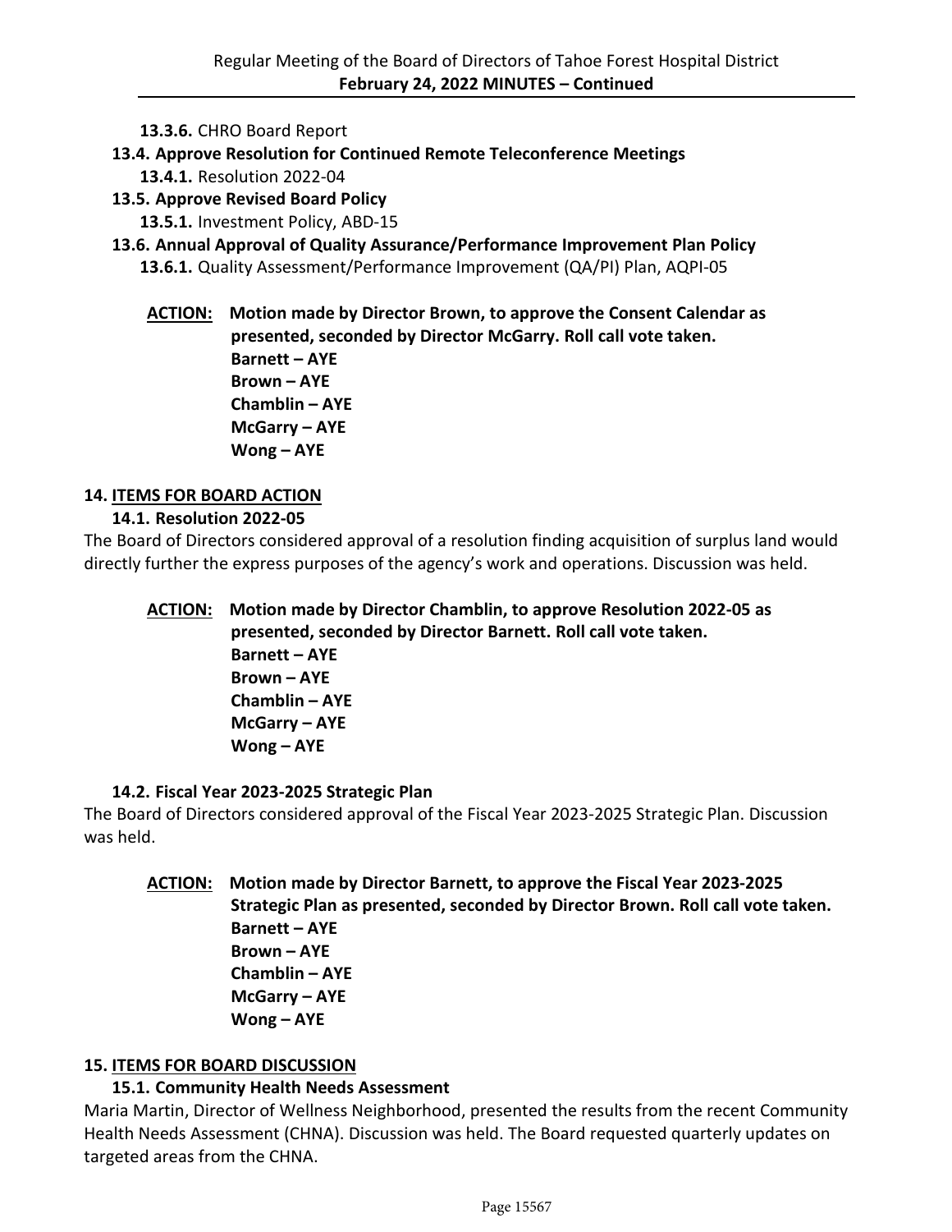**13.3.6.** CHRO Board Report

**13.4. Approve Resolution for Continued Remote Teleconference Meetings**

**13.4.1.** Resolution 2022-04

**13.5. Approve Revised Board Policy**

**13.5.1.** Investment Policy, ABD-15

**13.6. Annual Approval of Quality Assurance/Performance Improvement Plan Policy**

**13.6.1.** Quality Assessment/Performance Improvement (QA/PI) Plan, AQPI-05

**ACTION: Motion made by Director Brown, to approve the Consent Calendar as presented, seconded by Director McGarry. Roll call vote taken.**
**Barnett – AYE**
**Brown – AYE**
**Chamblin – AYE**
**McGarry – AYE**
**Wong – AYE**

## 14. ITEMS FOR BOARD ACTION

### 14.1. Resolution 2022-05

The Board of Directors considered approval of a resolution finding acquisition of surplus land would directly further the express purposes of the agency's work and operations. Discussion was held.

**ACTION: Motion made by Director Chamblin, to approve Resolution 2022-05 as presented, seconded by Director Barnett. Roll call vote taken.**
**Barnett – AYE**
**Brown – AYE**
**Chamblin – AYE**
**McGarry – AYE**
**Wong – AYE**

### 14.2. Fiscal Year 2023-2025 Strategic Plan

The Board of Directors considered approval of the Fiscal Year 2023-2025 Strategic Plan. Discussion was held.

**ACTION: Motion made by Director Barnett, to approve the Fiscal Year 2023-2025 Strategic Plan as presented, seconded by Director Brown. Roll call vote taken.**
**Barnett – AYE**
**Brown – AYE**
**Chamblin – AYE**
**McGarry – AYE**
**Wong – AYE**

## 15. ITEMS FOR BOARD DISCUSSION

### 15.1. Community Health Needs Assessment

Maria Martin, Director of Wellness Neighborhood, presented the results from the recent Community Health Needs Assessment (CHNA). Discussion was held. The Board requested quarterly updates on targeted areas from the CHNA.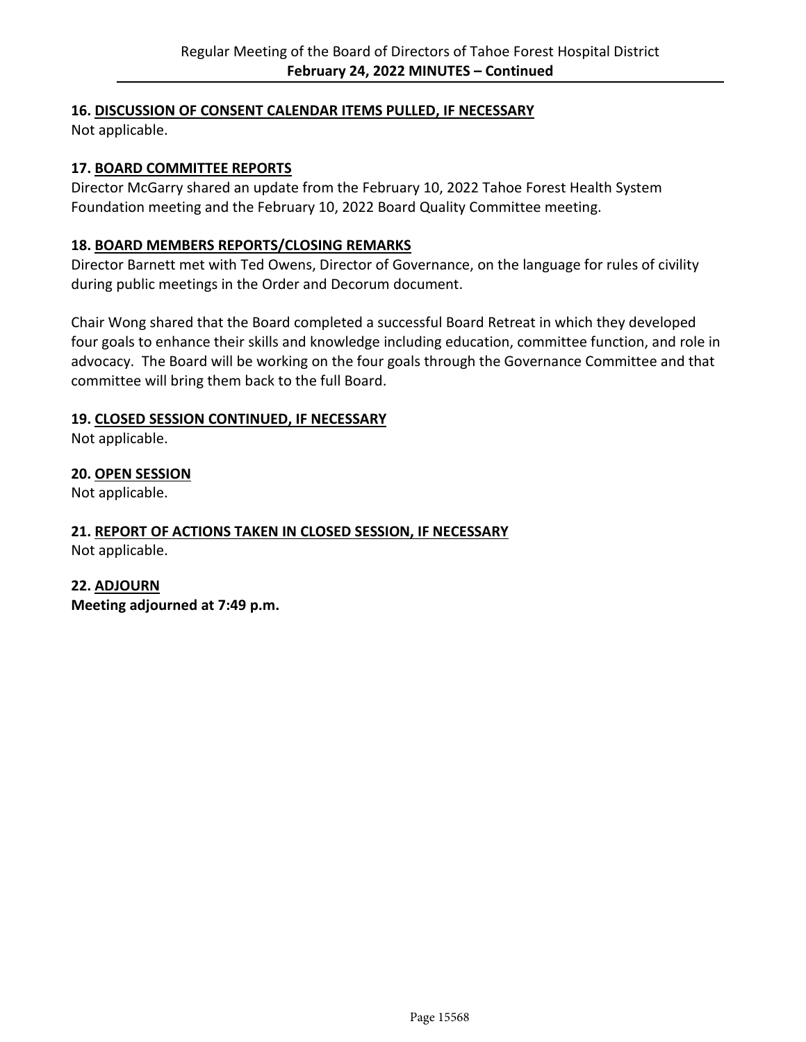**16. DISCUSSION OF CONSENT CALENDAR ITEMS PULLED, IF NECESSARY**
Not applicable.

**17. BOARD COMMITTEE REPORTS**
Director McGarry shared an update from the February 10, 2022 Tahoe Forest Health System Foundation meeting and the February 10, 2022 Board Quality Committee meeting.

**18. BOARD MEMBERS REPORTS/CLOSING REMARKS**
Director Barnett met with Ted Owens, Director of Governance, on the language for rules of civility during public meetings in the Order and Decorum document.

Chair Wong shared that the Board completed a successful Board Retreat in which they developed four goals to enhance their skills and knowledge including education, committee function, and role in advocacy. The Board will be working on the four goals through the Governance Committee and that committee will bring them back to the full Board.

**19. CLOSED SESSION CONTINUED, IF NECESSARY**
Not applicable.

**20. OPEN SESSION**
Not applicable.

**21. REPORT OF ACTIONS TAKEN IN CLOSED SESSION, IF NECESSARY**
Not applicable.

**22. ADJOURN**
**Meeting adjourned at 7:49 p.m.**